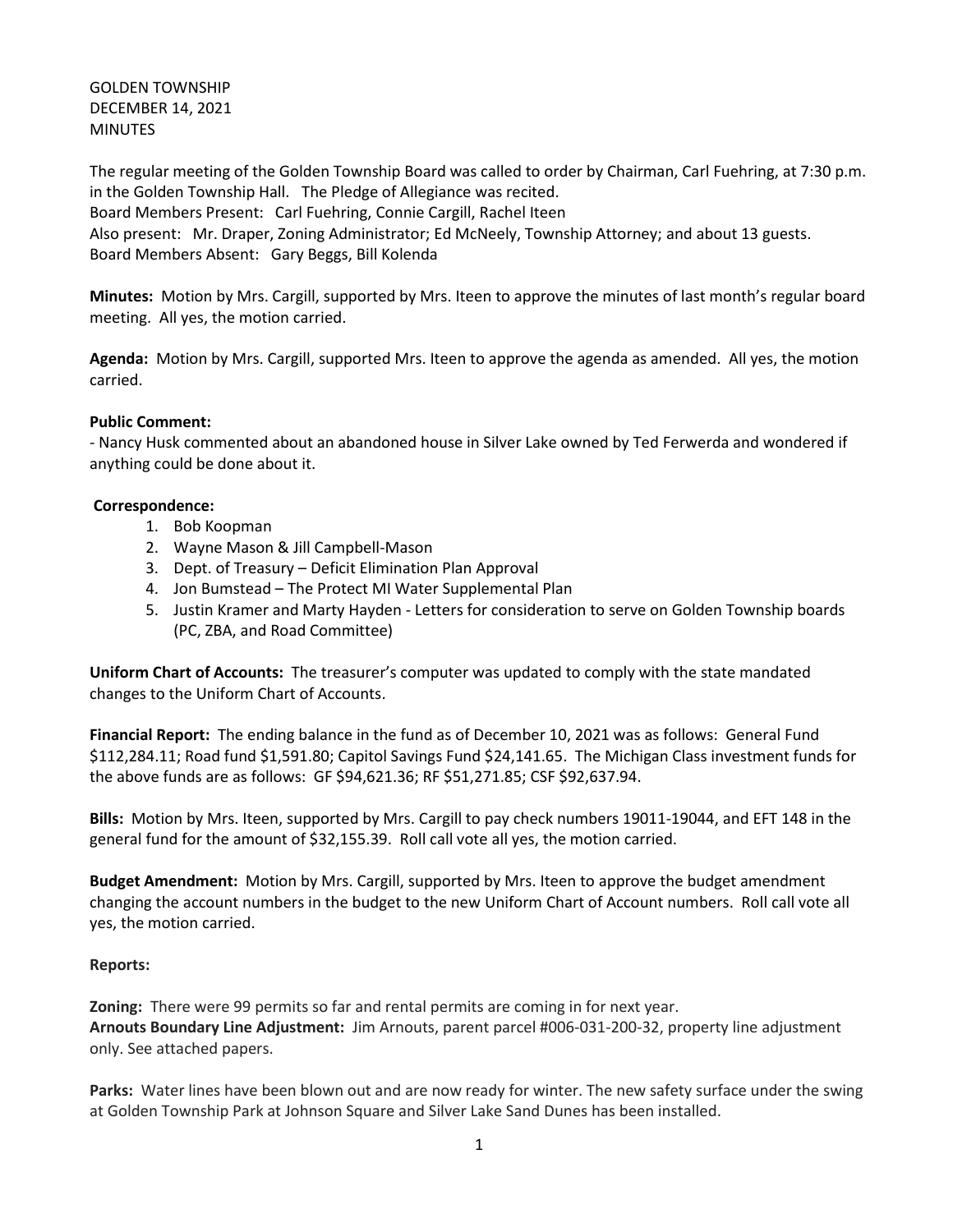GOLDEN TOWNSHIP
DECEMBER 14, 2021
MINUTES

The regular meeting of the Golden Township Board was called to order by Chairman, Carl Fuehring, at 7:30 p.m. in the Golden Township Hall. The Pledge of Allegiance was recited.
Board Members Present: Carl Fuehring, Connie Cargill, Rachel Iteen
Also present: Mr. Draper, Zoning Administrator; Ed McNeely, Township Attorney; and about 13 guests.
Board Members Absent: Gary Beggs, Bill Kolenda

**Minutes:** Motion by Mrs. Cargill, supported by Mrs. Iteen to approve the minutes of last month's regular board meeting. All yes, the motion carried.

**Agenda:** Motion by Mrs. Cargill, supported Mrs. Iteen to approve the agenda as amended. All yes, the motion carried.

**Public Comment:**
- Nancy Husk commented about an abandoned house in Silver Lake owned by Ted Ferwerda and wondered if anything could be done about it.

**Correspondence:**

1. Bob Koopman
2. Wayne Mason & Jill Campbell-Mason
3. Dept. of Treasury – Deficit Elimination Plan Approval
4. Jon Bumstead – The Protect MI Water Supplemental Plan
5. Justin Kramer and Marty Hayden - Letters for consideration to serve on Golden Township boards (PC, ZBA, and Road Committee)

**Uniform Chart of Accounts:** The treasurer's computer was updated to comply with the state mandated changes to the Uniform Chart of Accounts.

**Financial Report:** The ending balance in the fund as of December 10, 2021 was as follows: General Fund $112,284.11; Road fund $1,591.80; Capitol Savings Fund $24,141.65. The Michigan Class investment funds for the above funds are as follows: GF $94,621.36; RF $51,271.85; CSF $92,637.94.

**Bills:** Motion by Mrs. Iteen, supported by Mrs. Cargill to pay check numbers 19011-19044, and EFT 148 in the general fund for the amount of $32,155.39. Roll call vote all yes, the motion carried.

**Budget Amendment:** Motion by Mrs. Cargill, supported by Mrs. Iteen to approve the budget amendment changing the account numbers in the budget to the new Uniform Chart of Account numbers. Roll call vote all yes, the motion carried.

**Reports:**

**Zoning:** There were 99 permits so far and rental permits are coming in for next year.
**Arnouts Boundary Line Adjustment:** Jim Arnouts, parent parcel #006-031-200-32, property line adjustment only. See attached papers.

**Parks:** Water lines have been blown out and are now ready for winter. The new safety surface under the swing at Golden Township Park at Johnson Square and Silver Lake Sand Dunes has been installed.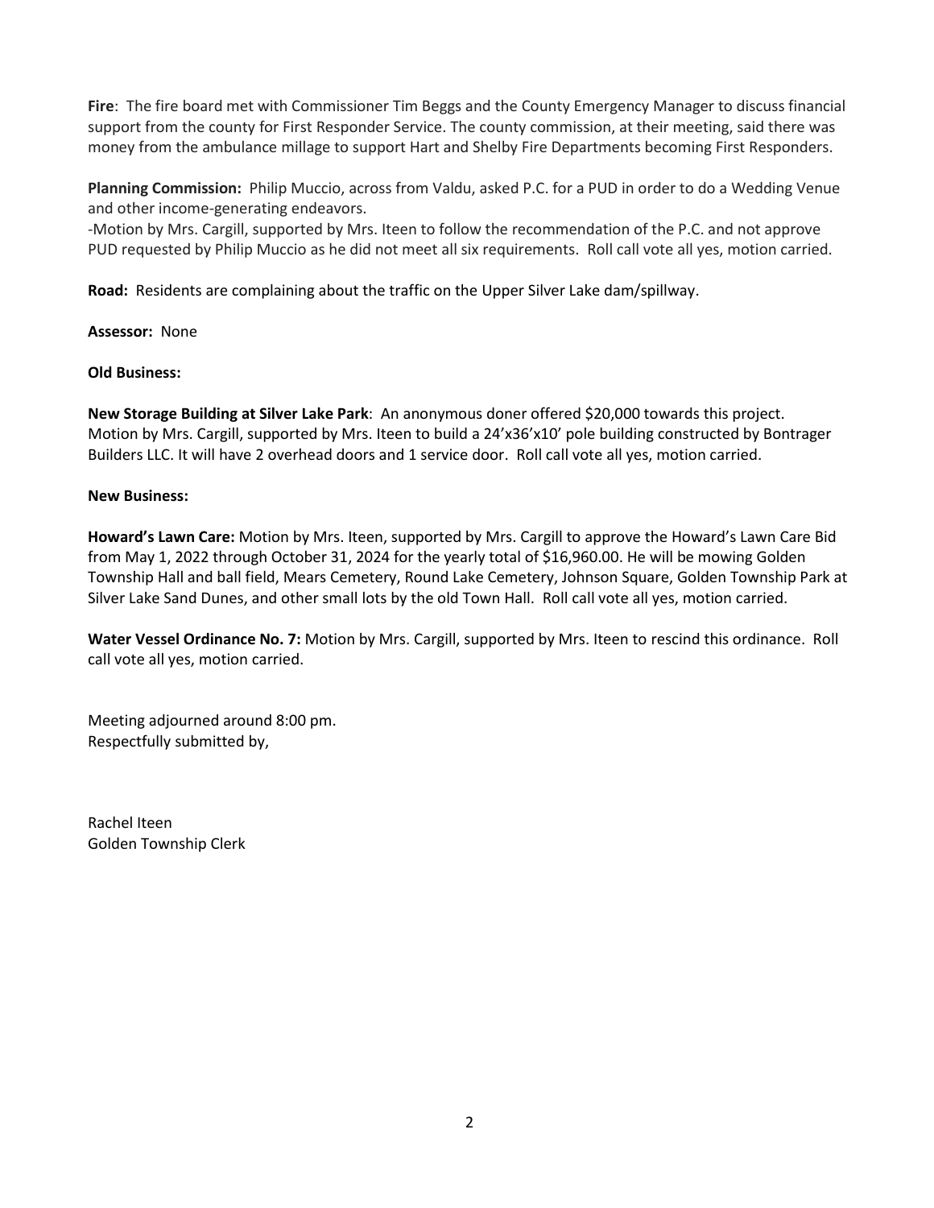**Fire**: The fire board met with Commissioner Tim Beggs and the County Emergency Manager to discuss financial support from the county for First Responder Service. The county commission, at their meeting, said there was money from the ambulance millage to support Hart and Shelby Fire Departments becoming First Responders.

**Planning Commission:** Philip Muccio, across from Valdu, asked P.C. for a PUD in order to do a Wedding Venue and other income-generating endeavors.
-Motion by Mrs. Cargill, supported by Mrs. Iteen to follow the recommendation of the P.C. and not approve PUD requested by Philip Muccio as he did not meet all six requirements. Roll call vote all yes, motion carried.

**Road:** Residents are complaining about the traffic on the Upper Silver Lake dam/spillway.

**Assessor:** None

**Old Business:**

**New Storage Building at Silver Lake Park**: An anonymous doner offered $20,000 towards this project. Motion by Mrs. Cargill, supported by Mrs. Iteen to build a 24'x36'x10' pole building constructed by Bontrager Builders LLC. It will have 2 overhead doors and 1 service door. Roll call vote all yes, motion carried.

**New Business:**

**Howard's Lawn Care:** Motion by Mrs. Iteen, supported by Mrs. Cargill to approve the Howard's Lawn Care Bid from May 1, 2022 through October 31, 2024 for the yearly total of $16,960.00. He will be mowing Golden Township Hall and ball field, Mears Cemetery, Round Lake Cemetery, Johnson Square, Golden Township Park at Silver Lake Sand Dunes, and other small lots by the old Town Hall. Roll call vote all yes, motion carried.

**Water Vessel Ordinance No. 7:** Motion by Mrs. Cargill, supported by Mrs. Iteen to rescind this ordinance. Roll call vote all yes, motion carried.

Meeting adjourned around 8:00 pm.
Respectfully submitted by,

Rachel Iteen
Golden Township Clerk